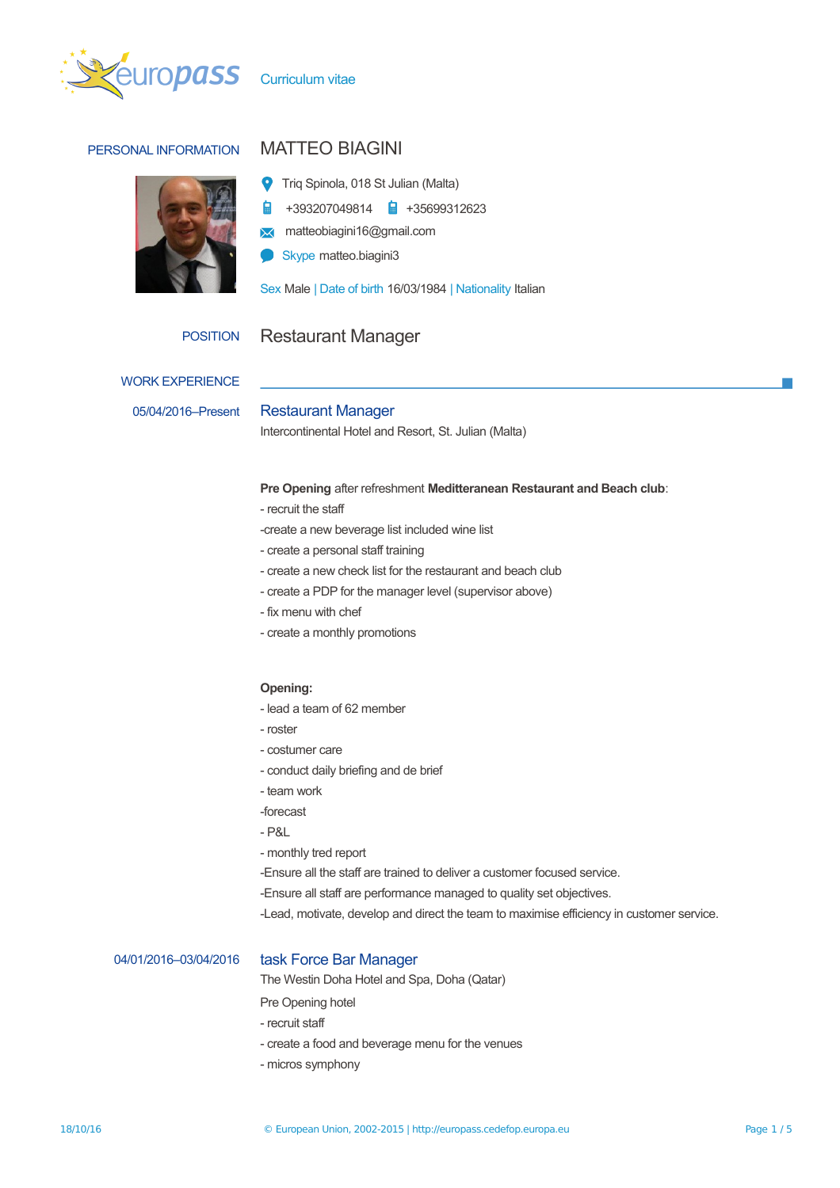Curriculum vitae

## PERSONAL INFORMATION

# MATTEO BIAGINI

Triq Spinola, 018 St Julian (Malta)

+393207049814 +35699312623

matteobiagini16@gmail.com

Skype matteo.biagini3

Sex Male | Date of birth 16/03/1984 | Nationality Italian

## POSITION

Restaurant Manager

## WORK EXPERIENCE

**05/04/2016–Present**

### Restaurant Manager

Intercontinental Hotel and Resort, St. Julian (Malta)

**Pre Opening** after refreshment **Meditteranean Restaurant and Beach club**:

- recruit the staff
-create a new beverage list included wine list
- create a personal staff training
- create a new check list for the restaurant and beach club
- create a PDP for the manager level (supervisor above)
- fix menu with chef
- create a monthly promotions

**Opening:**

- lead a team of 62 member
- roster
- costumer care
- conduct daily briefing and de brief
- team work
-forecast
- P&L
- monthly tred report
-Ensure all the staff are trained to deliver a customer focused service.
-Ensure all staff are performance managed to quality set objectives.
-Lead, motivate, develop and direct the team to maximise efficiency in customer service.

**04/01/2016–03/04/2016**

### task Force Bar Manager

The Westin Doha Hotel and Spa, Doha (Qatar)

Pre Opening hotel

- recruit staff
- create a food and beverage menu for the venues
- micros symphony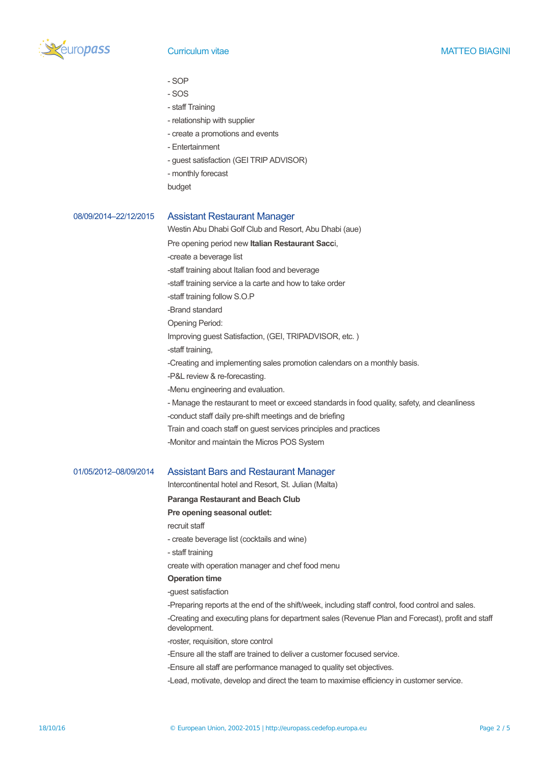- SOP
- SOS
- staff Training
- relationship with supplier
- create a promotions and events
- Entertainment
- guest satisfaction (GEI TRIP ADVISOR)
- monthly forecast

budget

08/09/2014–22/12/2015

## Assistant Restaurant Manager

Westin Abu Dhabi Golf Club and Resort, Abu Dhabi (aue)

Pre opening period new **Italian Restaurant Sacc**i,

-create a beverage list

-staff training about Italian food and beverage

-staff training service a la carte and how to take order

-staff training follow S.O.P

-Brand standard

Opening Period:

Improving guest Satisfaction, (GEI, TRIPADVISOR, etc. )

-staff training,

-Creating and implementing sales promotion calendars on a monthly basis.

-P&L review & re-forecasting.

-Menu engineering and evaluation.

- Manage the restaurant to meet or exceed standards in food quality, safety, and cleanliness

-conduct staff daily pre-shift meetings and de briefing

Train and coach staff on guest services principles and practices

-Monitor and maintain the Micros POS System

01/05/2012–08/09/2014

## Assistant Bars and Restaurant Manager

Intercontinental hotel and Resort, St. Julian (Malta)

**Paranga Restaurant and Beach Club**

**Pre opening seasonal outlet:**

recruit staff

- create beverage list (cocktails and wine)
- staff training

create with operation manager and chef food menu

**Operation time**

-guest satisfaction

-Preparing reports at the end of the shift/week, including staff control, food control and sales.

-Creating and executing plans for department sales (Revenue Plan and Forecast), profit and staff development.

-roster, requisition, store control

-Ensure all the staff are trained to deliver a customer focused service.

-Ensure all staff are performance managed to quality set objectives.

-Lead, motivate, develop and direct the team to maximise efficiency in customer service.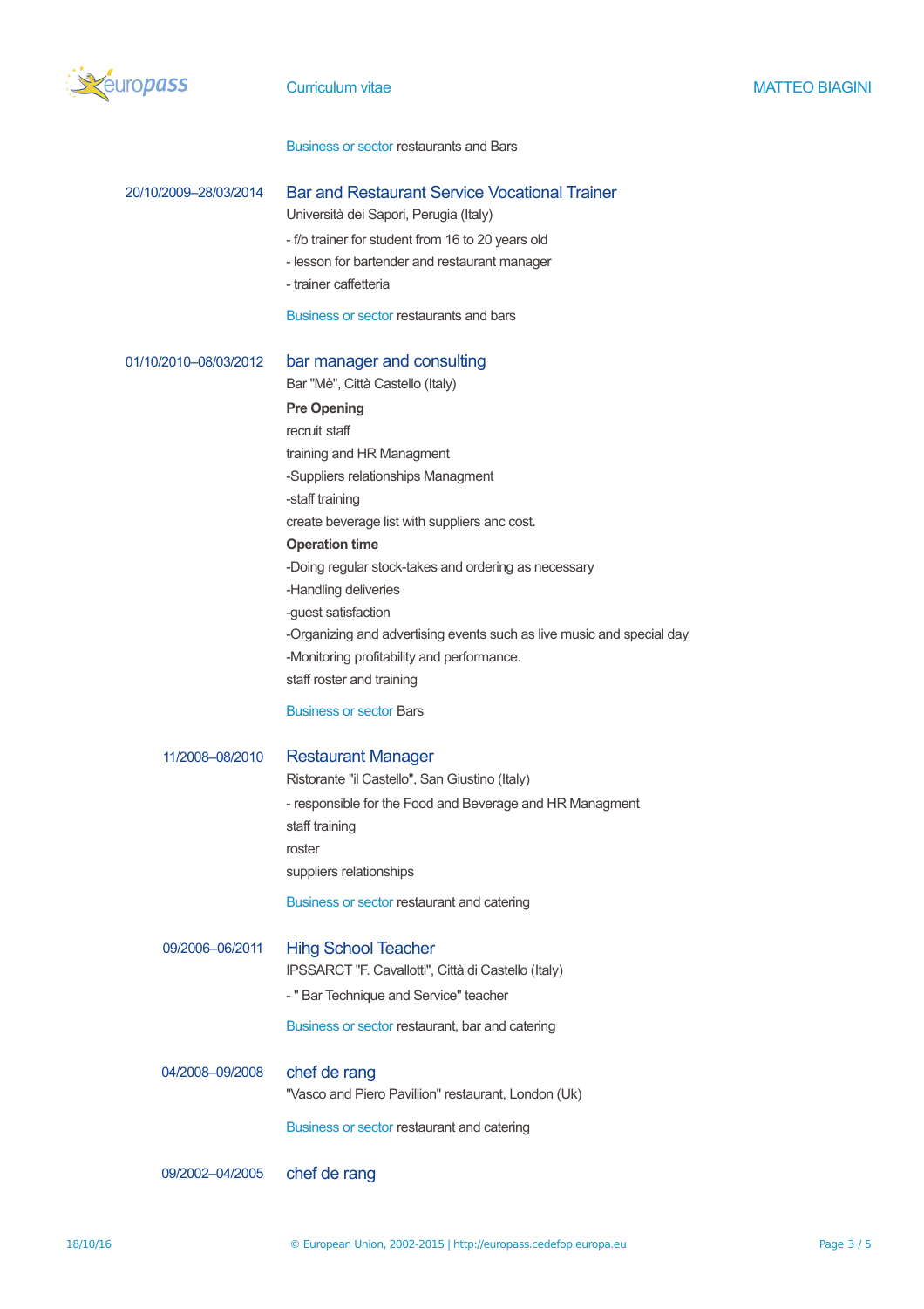Business or sector restaurants and Bars

20/10/2009–28/03/2014

### Bar and Restaurant Service Vocational Trainer

Università dei Sapori, Perugia (Italy)

- f/b trainer for student from 16 to 20 years old
- lesson for bartender and restaurant manager
- trainer caffetteria

Business or sector restaurants and bars

01/10/2010–08/03/2012

### bar manager and consulting

Bar "Mè", Città Castello (Italy)

**Pre Opening**

recruit staff

training and HR Managment

-Suppliers relationships Managment

-staff training

create beverage list with suppliers anc cost.

**Operation time**

-Doing regular stock-takes and ordering as necessary

-Handling deliveries

-guest satisfaction

-Organizing and advertising events such as live music and special day

-Monitoring profitability and performance.

staff roster and training

Business or sector Bars

11/2008–08/2010

### Restaurant Manager

Ristorante "il Castello", San Giustino (Italy)

- responsible for the Food and Beverage and HR Managment

staff training

roster

suppliers relationships

Business or sector restaurant and catering

09/2006–06/2011

### Hihg School Teacher

IPSSARCT "F. Cavallotti", Città di Castello (Italy)

- " Bar Technique and Service" teacher

Business or sector restaurant, bar and catering

04/2008–09/2008

### chef de rang

"Vasco and Piero Pavillion" restaurant, London (Uk)

Business or sector restaurant and catering

09/2002–04/2005

### chef de rang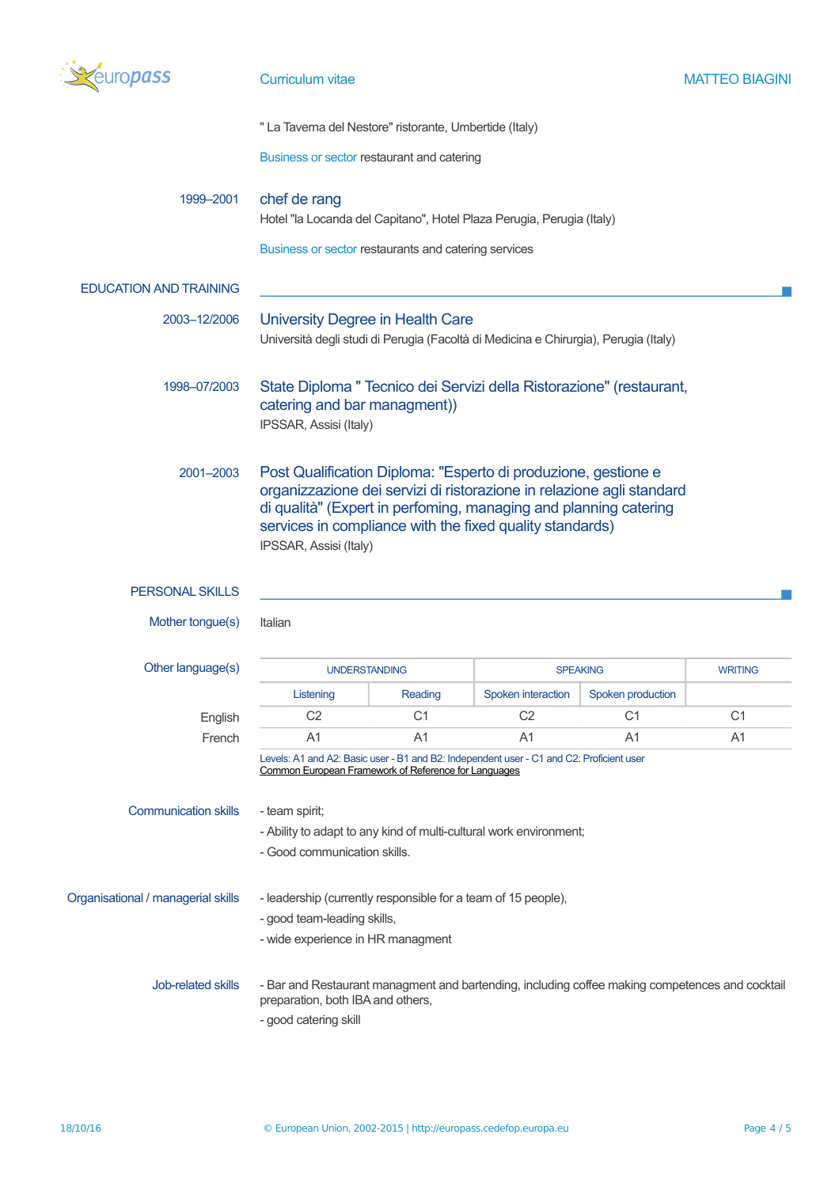" La Taverna del Nestore" ristorante, Umbertide (Italy)

Business or sector restaurant and catering

1999–2001

### chef de rang

Hotel "la Locanda del Capitano", Hotel Plaza Perugia, Perugia (Italy)

Business or sector restaurants and catering services

## EDUCATION AND TRAINING

2003–12/2006

### University Degree in Health Care

Università degli studi di Perugia (Facoltà di Medicina e Chirurgia), Perugia (Italy)

1998–07/2003

### State Diploma " Tecnico dei Servizi della Ristorazione" (restaurant, catering and bar managment))

IPSSAR, Assisi (Italy)

2001–2003

### Post Qualification Diploma: "Esperto di produzione, gestione e organizzazione dei servizi di ristorazione in relazione agli standard di qualità" (Expert in perfoming, managing and planning catering services in compliance with the fixed quality standards)

IPSSAR, Assisi (Italy)

## PERSONAL SKILLS

**Mother tongue(s)**

Italian

**Other language(s)**

| | UNDERSTANDING | | SPEAKING | | WRITING |
|---|---|---|---|---|---|
| | Listening | Reading | Spoken interaction | Spoken production | |
| English | C2 | C1 | C2 | C1 | C1 |
| French | A1 | A1 | A1 | A1 | A1 |

Levels: A1 and A2: Basic user - B1 and B2: Independent user - C1 and C2: Proficient user
Common European Framework of Reference for Languages

**Communication skills**

- team spirit;
- Ability to adapt to any kind of multi-cultural work environment;
- Good communication skills.

**Organisational / managerial skills**

- leadership (currently responsible for a team of 15 people),
- good team-leading skills,
- wide experience in HR managment

**Job-related skills**

- Bar and Restaurant managment and bartending, including coffee making competences and cocktail preparation, both IBA and others,
- good catering skill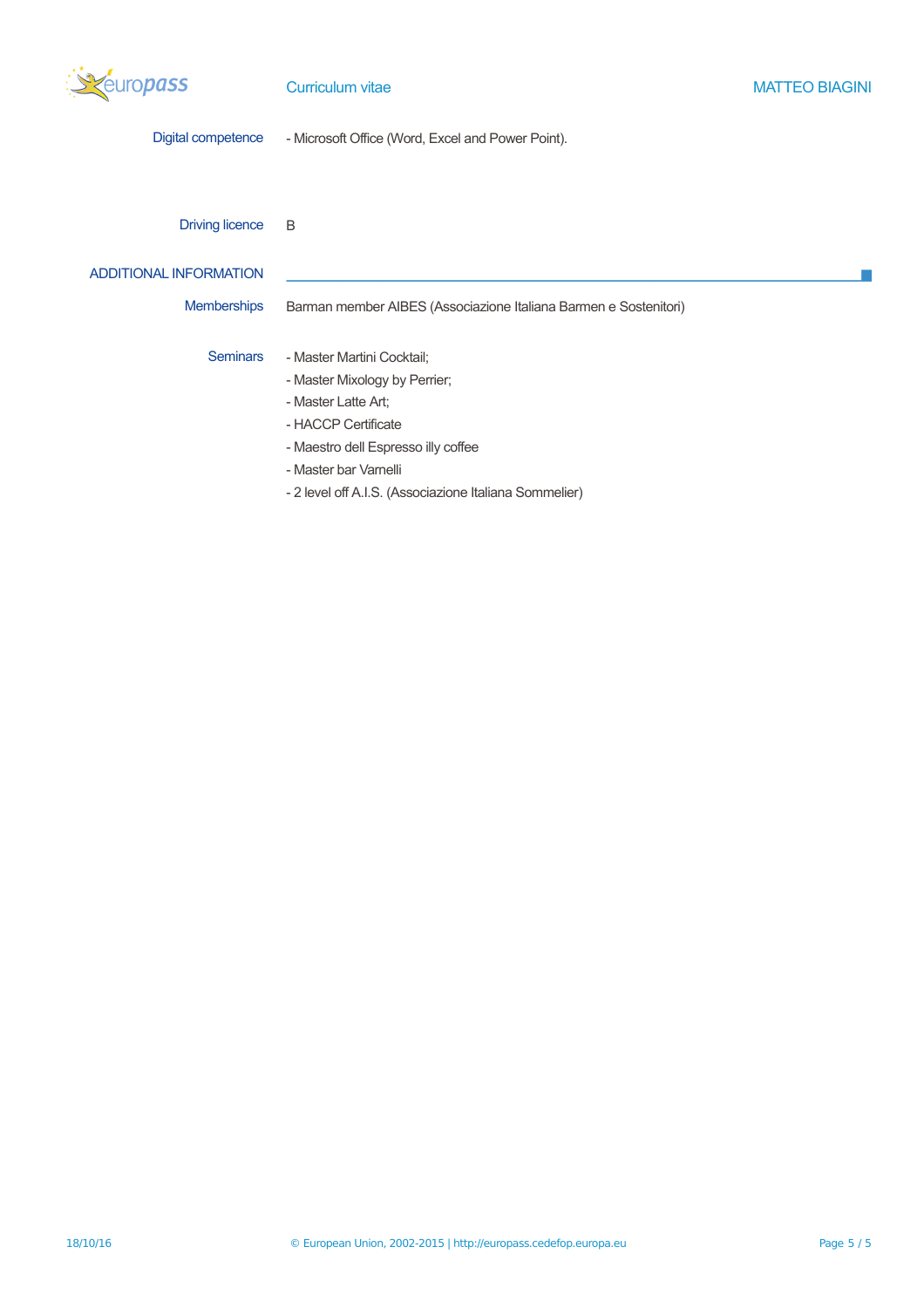**Digital competence** - Microsoft Office (Word, Excel and Power Point).

**Driving licence** B

## ADDITIONAL INFORMATION

**Memberships** Barman member AIBES (Associazione Italiana Barmen e Sostenitori)

**Seminars**

- Master Martini Cocktail;
- Master Mixology by Perrier;
- Master Latte Art;
- HACCP Certificate
- Maestro dell Espresso illy coffee
- Master bar Varnelli
- 2 level off A.I.S. (Associazione Italiana Sommelier)